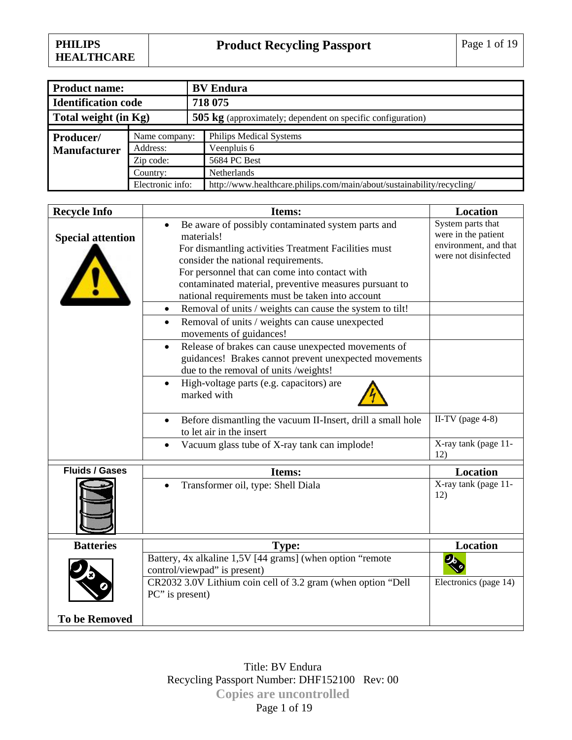| **Product name:** | **BV Endura** |
|---|---|
| **Identification code** | **718 075** |
| **Total weight (in Kg)** | **505 kg** (approximately; dependent on specific configuration) |

| **Producer/ Manufacturer** | | |
|---|---|---|
| | Name company: | Philips Medical Systems |
| | Address: | Veenpluis 6 |
| | Zip code: | 5684 PC Best |
| | Country: | Netherlands |
| | Electronic info: | http://www.healthcare.philips.com/main/about/sustainability/recycling/ |

| **Recycle Info** | **Items:** | **Location** |
|---|---|---|
| **Special attention** | • Be aware of possibly contaminated system parts and materials! For dismantling activities Treatment Facilities must consider the national requirements. For personnel that can come into contact with contaminated material, preventive measures pursuant to national requirements must be taken into account | System parts that were in the patient environment, and that were not disinfected |
| | • Removal of units / weights can cause the system to tilt! | |
| | • Removal of units / weights can cause unexpected movements of guidances! | |
| | • Release of brakes can cause unexpected movements of guidances! Brakes cannot prevent unexpected movements due to the removal of units /weights! | |
| | • High-voltage parts (e.g. capacitors) are marked with | |
| | • Before dismantling the vacuum II-Insert, drill a small hole to let air in the insert | II-TV (page 4-8) |
| | • Vacuum glass tube of X-ray tank can implode! | X-ray tank (page 11-12) |
| **Fluids / Gases** | **Items:** | **Location** |
| | • Transformer oil, type: Shell Diala | X-ray tank (page 11-12) |
| **Batteries** | **Type:** | **Location** |
| | Battery, 4x alkaline 1,5V [44 grams] (when option "remote control/viewpad" is present) | |
| **To be Removed** | CR2032 3.0V Lithium coin cell of 3.2 gram (when option "Dell PC" is present) | Electronics (page 14) |

Title: BV Endura
Recycling Passport Number: DHF152100 Rev: 00
**Copies are uncontrolled**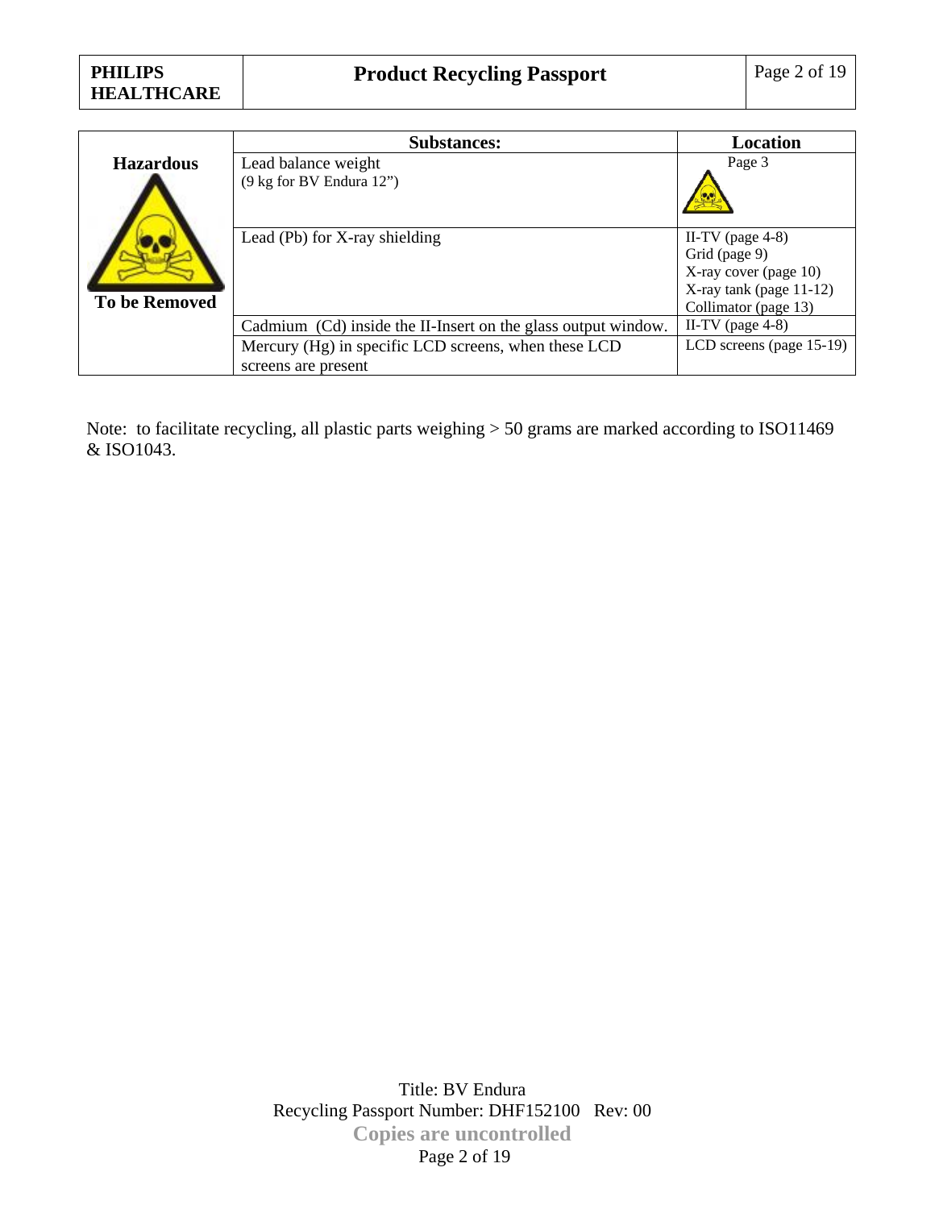| | Substances: | Location |
|---|---|---|
| **Hazardous** **To be Removed** | Lead balance weight (9 kg for BV Endura 12") | Page 3 |
| | Lead (Pb) for X-ray shielding | II-TV (page 4-8) Grid (page 9) X-ray cover (page 10) X-ray tank (page 11-12) Collimator (page 13) |
| | Cadmium (Cd) inside the II-Insert on the glass output window. | II-TV (page 4-8) |
| | Mercury (Hg) in specific LCD screens, when these LCD screens are present | LCD screens (page 15-19) |

Note: to facilitate recycling, all plastic parts weighing > 50 grams are marked according to ISO11469 & ISO1043.

Title: BV Endura
Recycling Passport Number: DHF152100 Rev: 00
**Copies are uncontrolled**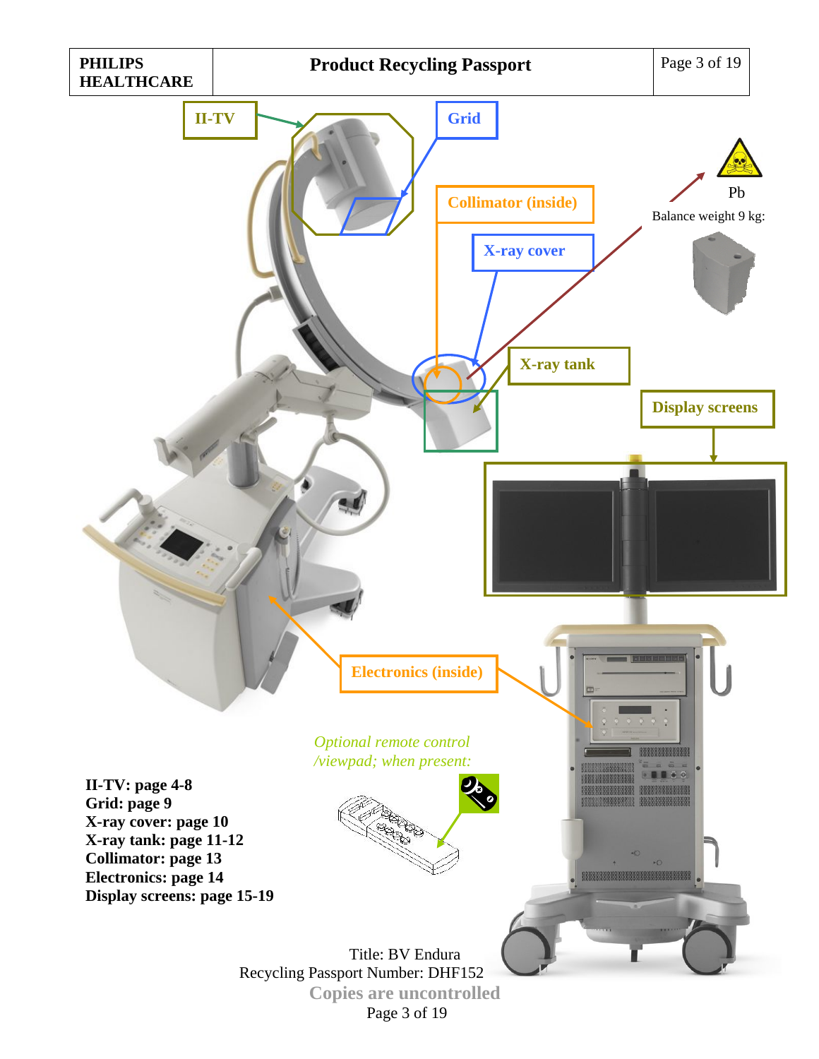II-TV

Grid

Collimator (inside)

X-ray cover

Pb

Balance weight 9 kg:

X-ray tank

Display screens

Electronics (inside)

*Optional remote control /viewpad; when present:*

**II-TV: page 4-8**
**Grid: page 9**
**X-ray cover: page 10**
**X-ray tank: page 11-12**
**Collimator: page 13**
**Electronics: page 14**
**Display screens: page 15-19**

Title: BV Endura
Recycling Passport Number: DHF152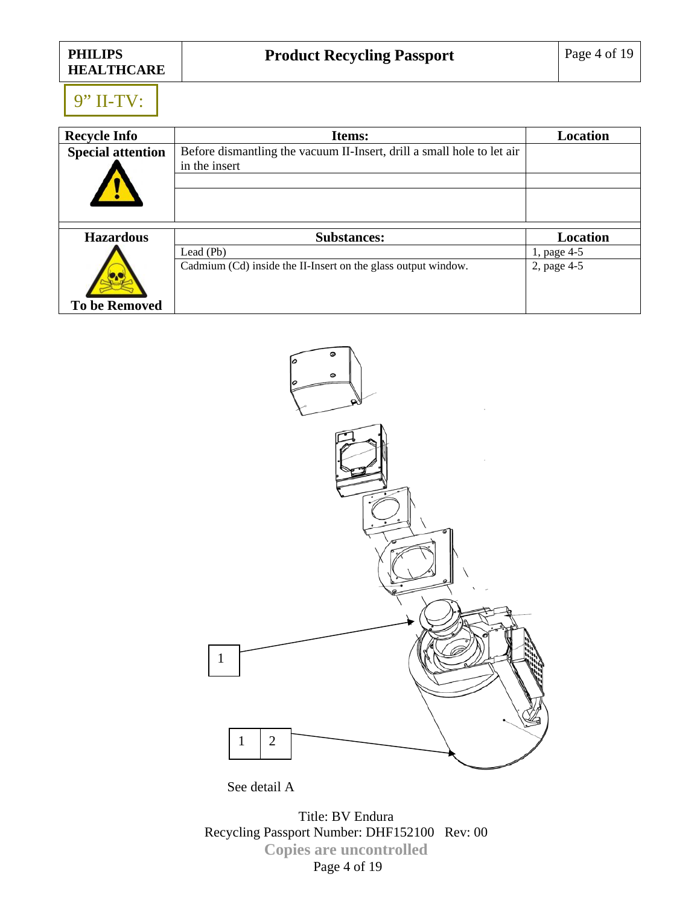## 9” II-TV:

| Recycle Info | Items: | Location |
|---|---|---|
| **Special attention** | Before dismantling the vacuum II-Insert, drill a small hole to let air in the insert | |
| | | |
| | | |

| Hazardous | Substances: | Location |
|---|---|---|
| **To be Removed** | Lead (Pb) | 1, page 4-5 |
| | Cadmium (Cd) inside the II-Insert on the glass output window. | 2, page 4-5 |

1

1 | 2

See detail A

Title: BV Endura
Recycling Passport Number: DHF152100 Rev: 00
**Copies are uncontrolled**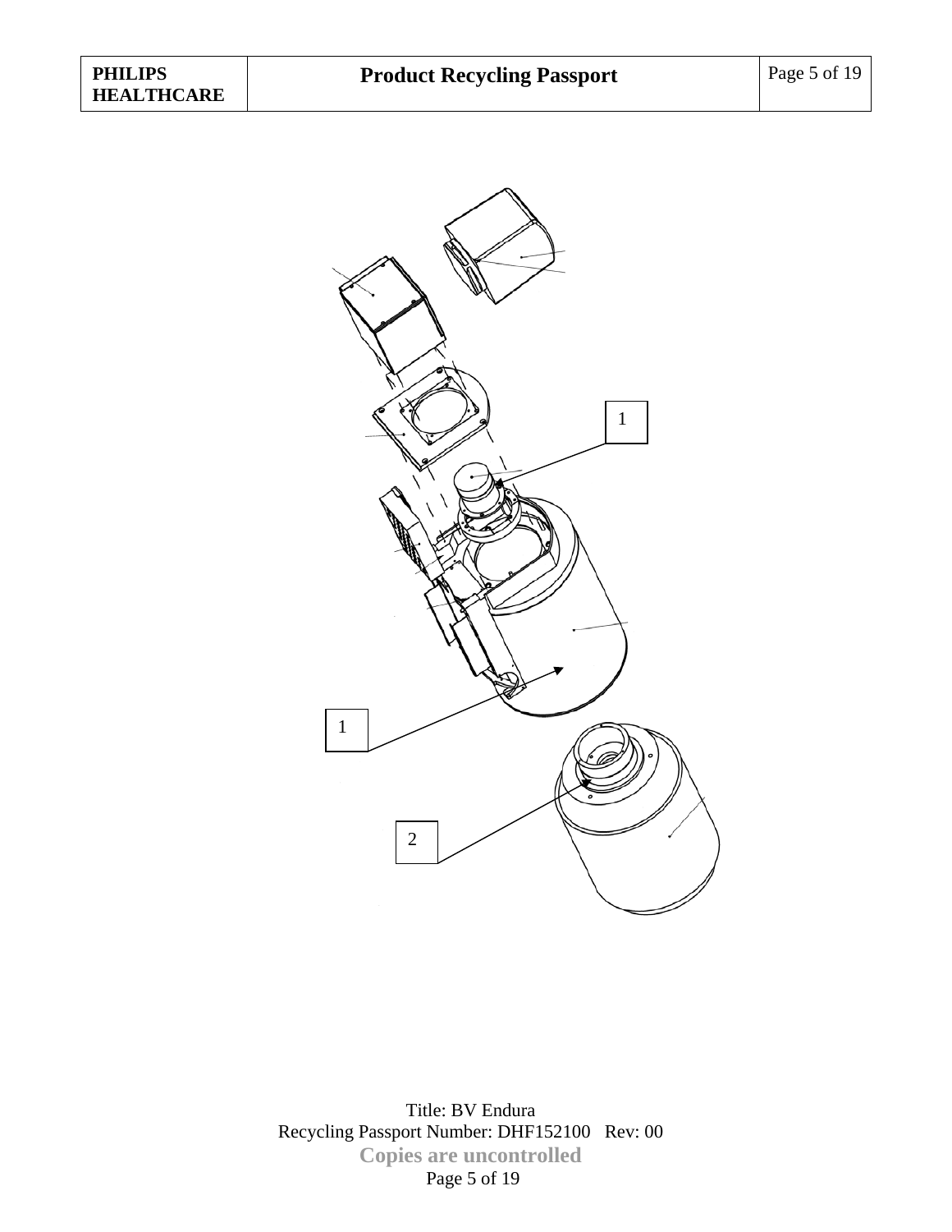1

1

2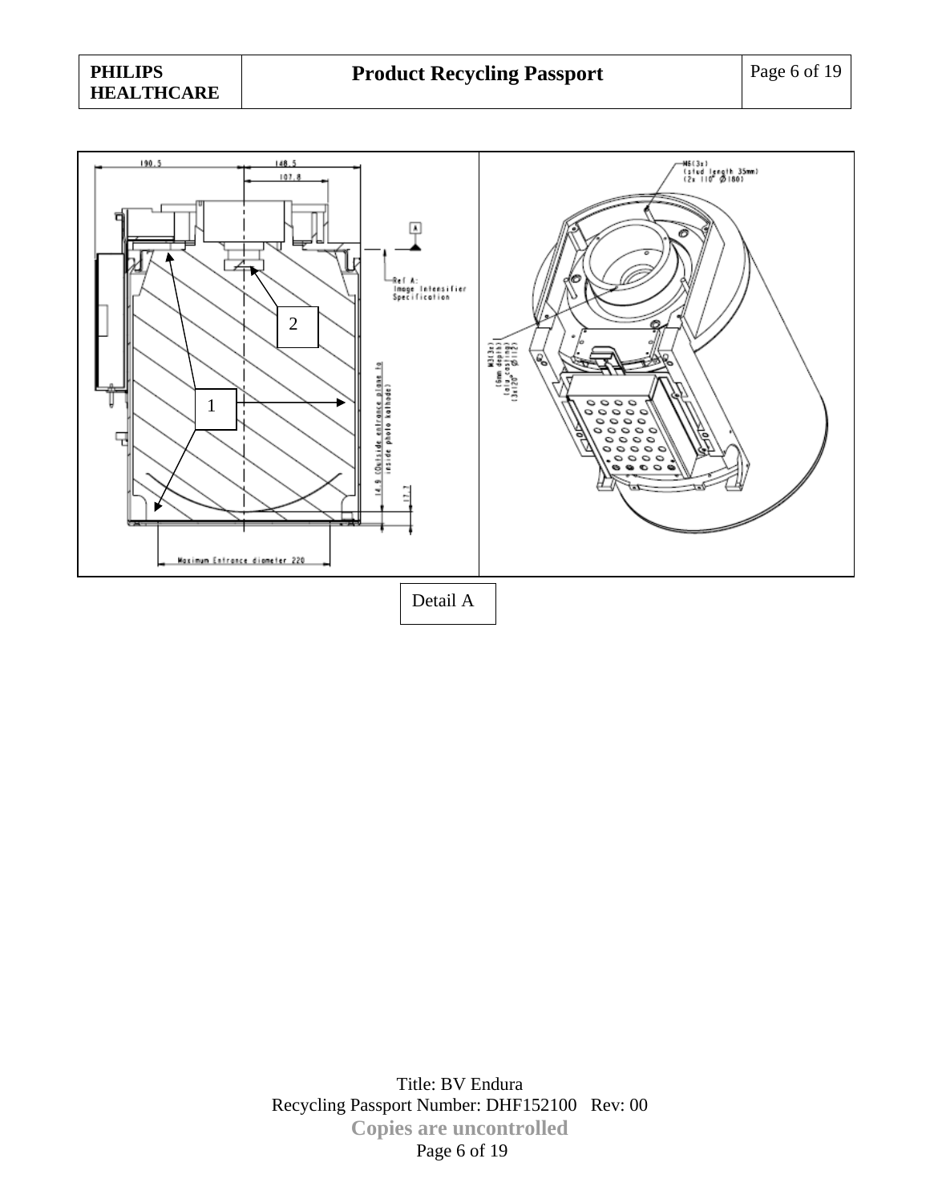Detail A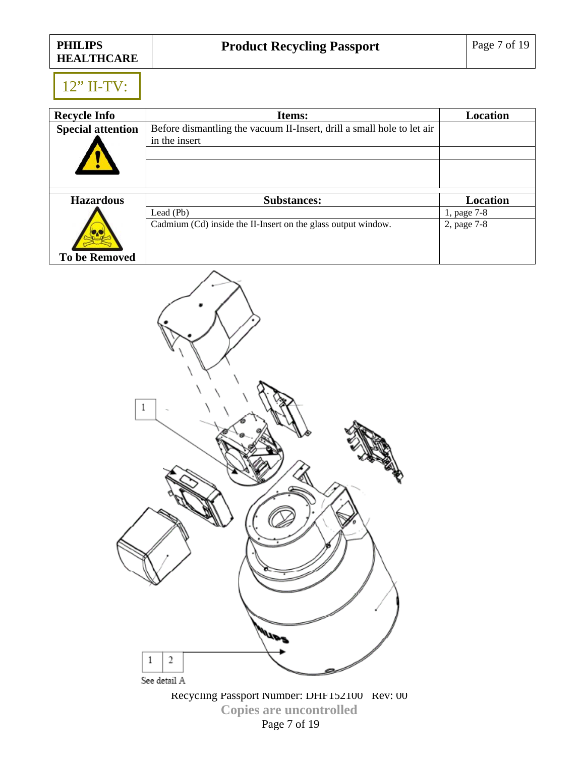## 12” II-TV:

| Recycle Info | Items: | Location |
|---|---|---|
| **Special attention** | Before dismantling the vacuum II-Insert, drill a small hole to let air in the insert | |
| | | |
| | | |

| Hazardous | Substances: | Location |
|---|---|---|
| **To be Removed** | Lead (Pb) | 1, page 7-8 |
| | Cadmium (Cd) inside the II-Insert on the glass output window. | 2, page 7-8 |

1

1 | 2

See detail A

Recycling Passport Number: DHF152100 Rev: 00

**Copies are uncontrolled**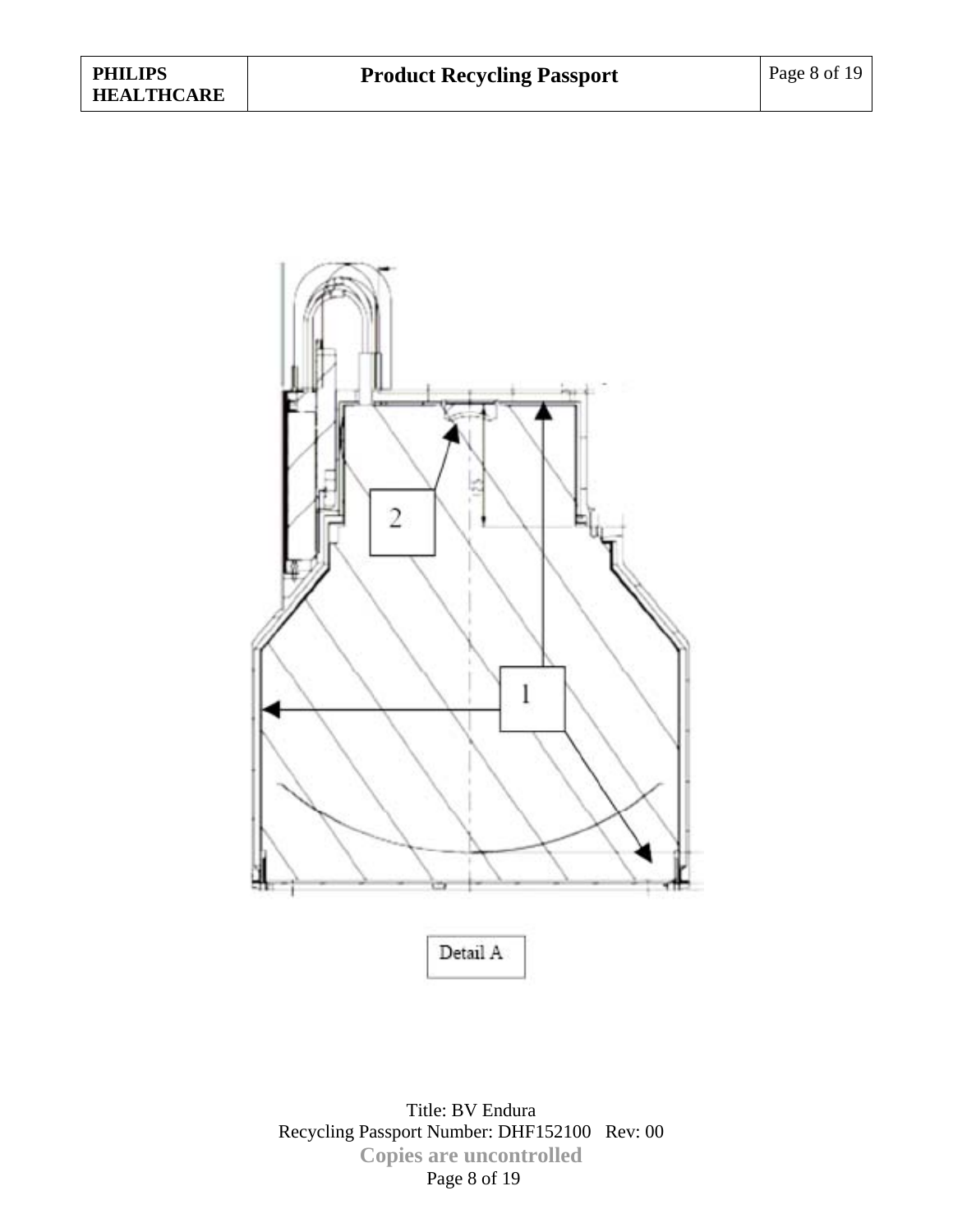2

1

Detail A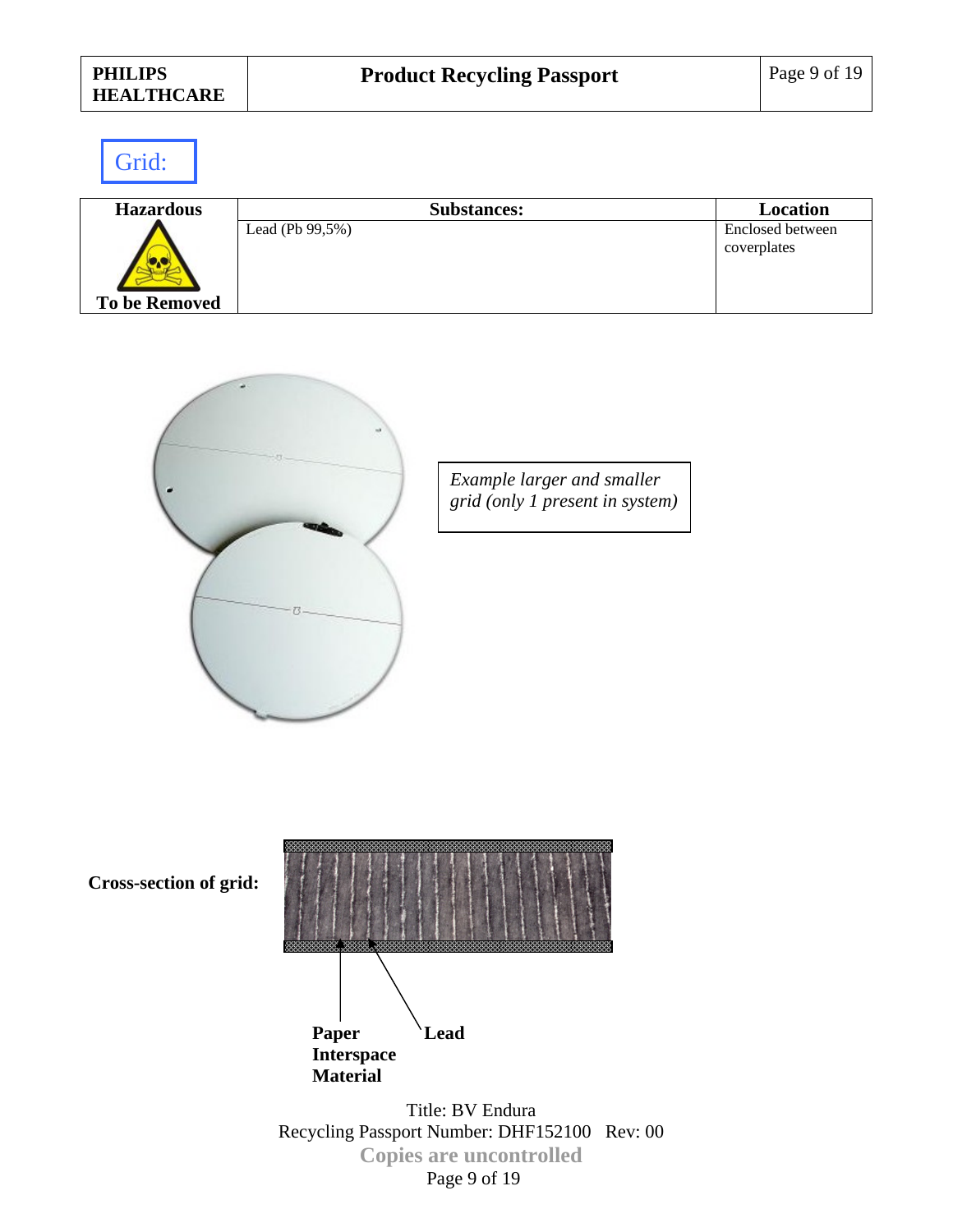## Grid:

| Hazardous<br>To be Removed | Substances: | Location |
|---|---|---|
| | Lead (Pb 99,5%) | Enclosed between coverplates |

*Example larger and smaller grid (only 1 present in system)*

**Cross-section of grid:**

**Paper Interspace Material**

**Lead**

Title: BV Endura
Recycling Passport Number: DHF152100 Rev: 00
**Copies are uncontrolled**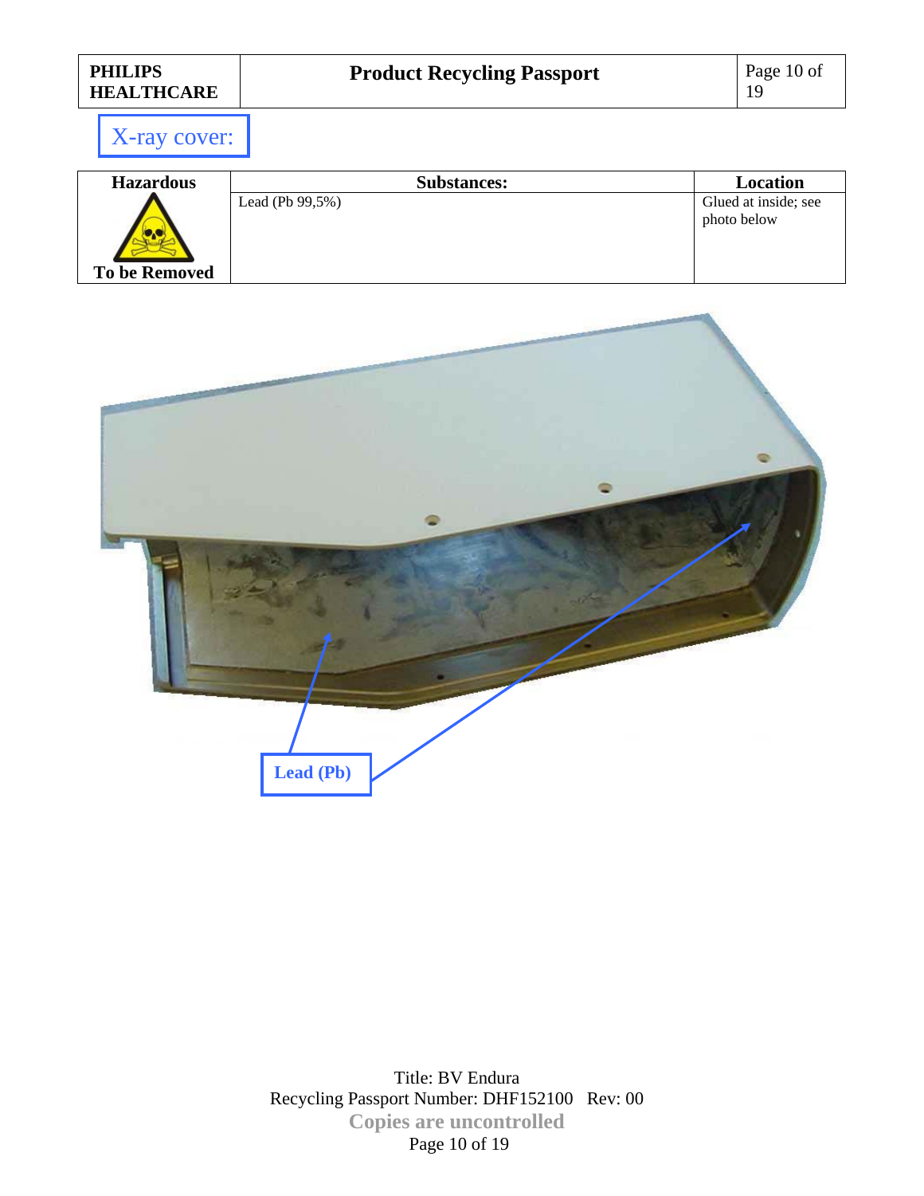## X-ray cover:

| Hazardous<br>To be Removed | Substances: | Location |
|---|---|---|
| | Lead (Pb 99,5%) | Glued at inside; see photo below |

Lead (Pb)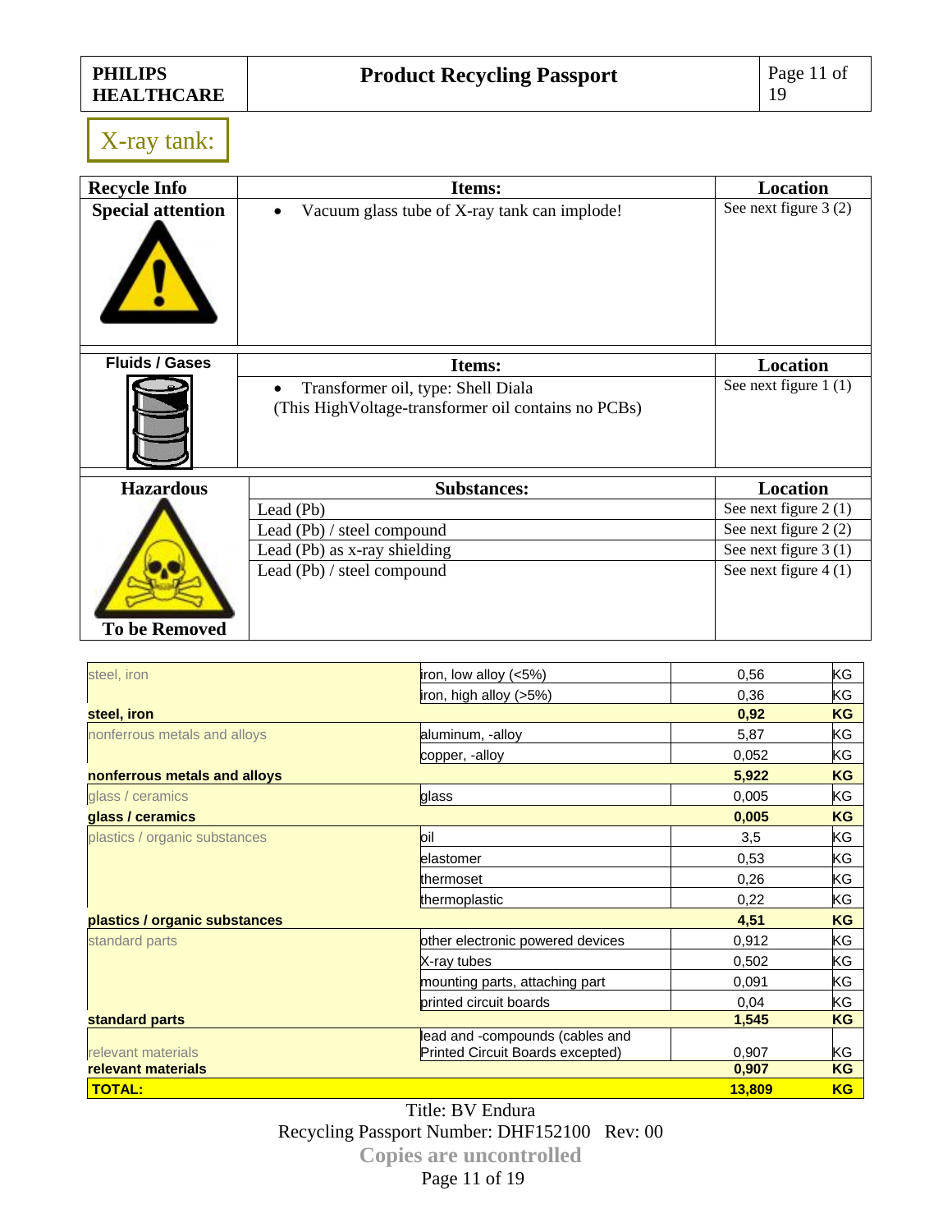## X-ray tank:

| Recycle Info | Items: | Location |
|---|---|---|
| **Special attention** | • Vacuum glass tube of X-ray tank can implode! | See next figure 3 (2) |

| Fluids / Gases | Items: | Location |
|---|---|---|
| | • Transformer oil, type: Shell Diala (This HighVoltage-transformer oil contains no PCBs) | See next figure 1 (1) |

| Hazardous To be Removed | Substances: | Location |
|---|---|---|
| | Lead (Pb) | See next figure 2 (1) |
| | Lead (Pb) / steel compound | See next figure 2 (2) |
| | Lead (Pb) as x-ray shielding | See next figure 3 (1) |
| | Lead (Pb) / steel compound | See next figure 4 (1) |

| | | | |
|---|---|---|---|
| steel, iron | iron, low alloy (<5%) | 0,56 | KG |
| | iron, high alloy (>5%) | 0,36 | KG |
| **steel, iron** | | **0,92** | **KG** |
| nonferrous metals and alloys | aluminum, -alloy | 5,87 | KG |
| | copper, -alloy | 0,052 | KG |
| **nonferrous metals and alloys** | | **5,922** | **KG** |
| glass / ceramics | glass | 0,005 | KG |
| **glass / ceramics** | | **0,005** | **KG** |
| plastics / organic substances | oil | 3,5 | KG |
| | elastomer | 0,53 | KG |
| | thermoset | 0,26 | KG |
| | thermoplastic | 0,22 | KG |
| **plastics / organic substances** | | **4,51** | **KG** |
| standard parts | other electronic powered devices | 0,912 | KG |
| | X-ray tubes | 0,502 | KG |
| | mounting parts, attaching part | 0,091 | KG |
| | printed circuit boards | 0,04 | KG |
| **standard parts** | | **1,545** | **KG** |
| relevant materials | lead and -compounds (cables and Printed Circuit Boards excepted) | 0,907 | KG |
| **relevant materials** | | **0,907** | **KG** |
| **TOTAL:** | | **13,809** | **KG** |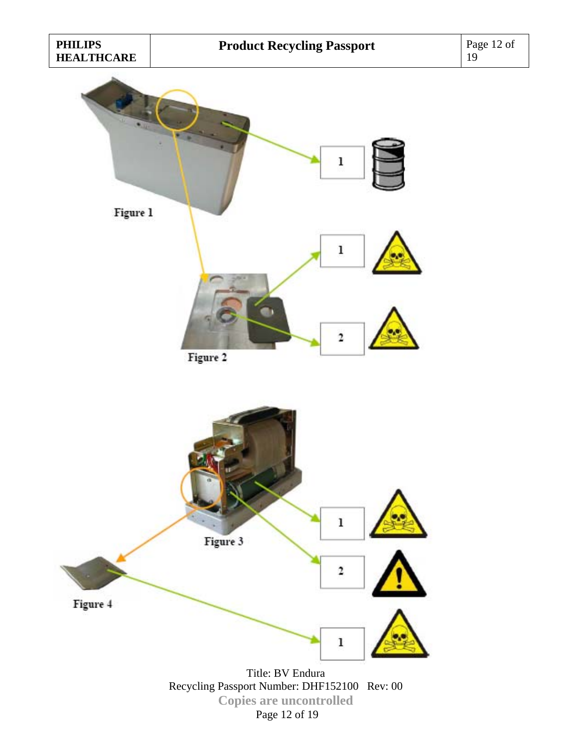Figure 1

1

1

2

Figure 2

1

2

Figure 3

Figure 4

1

Title: BV Endura
Recycling Passport Number: DHF152100 Rev: 00
**Copies are uncontrolled**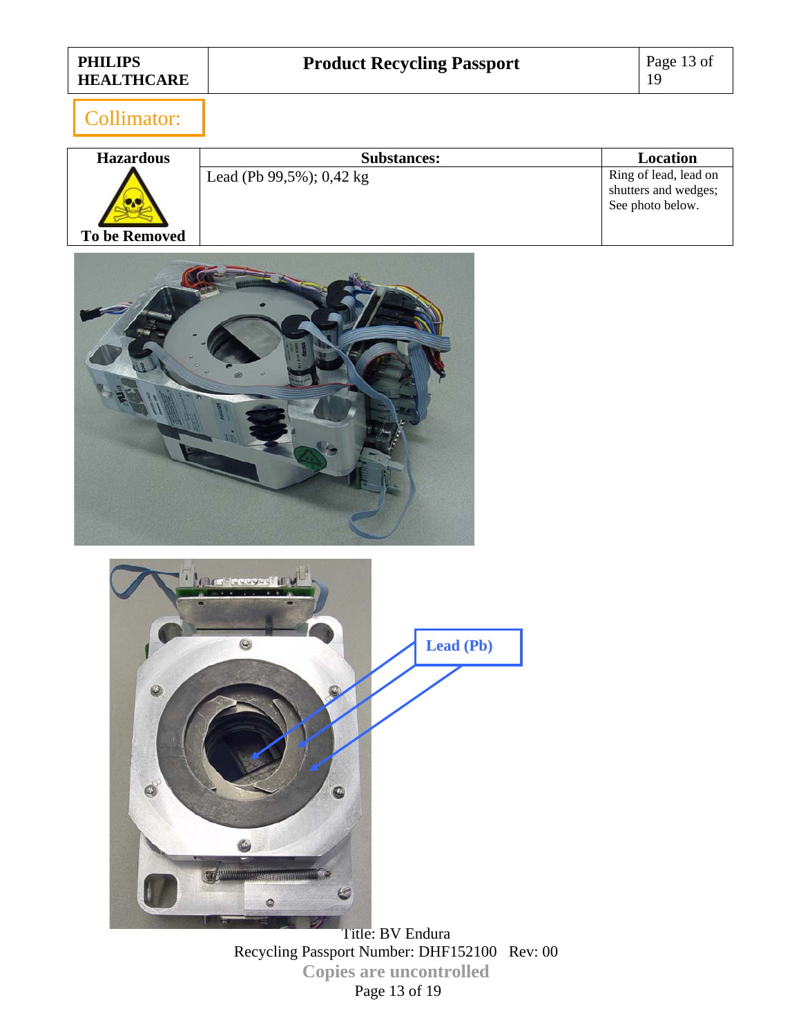## Collimator:

| Hazardous | Substances: | Location |
|---|---|---|
| To be Removed | Lead (Pb 99,5%); 0,42 kg | Ring of lead, lead on shutters and wedges; See photo below. |

Lead (Pb)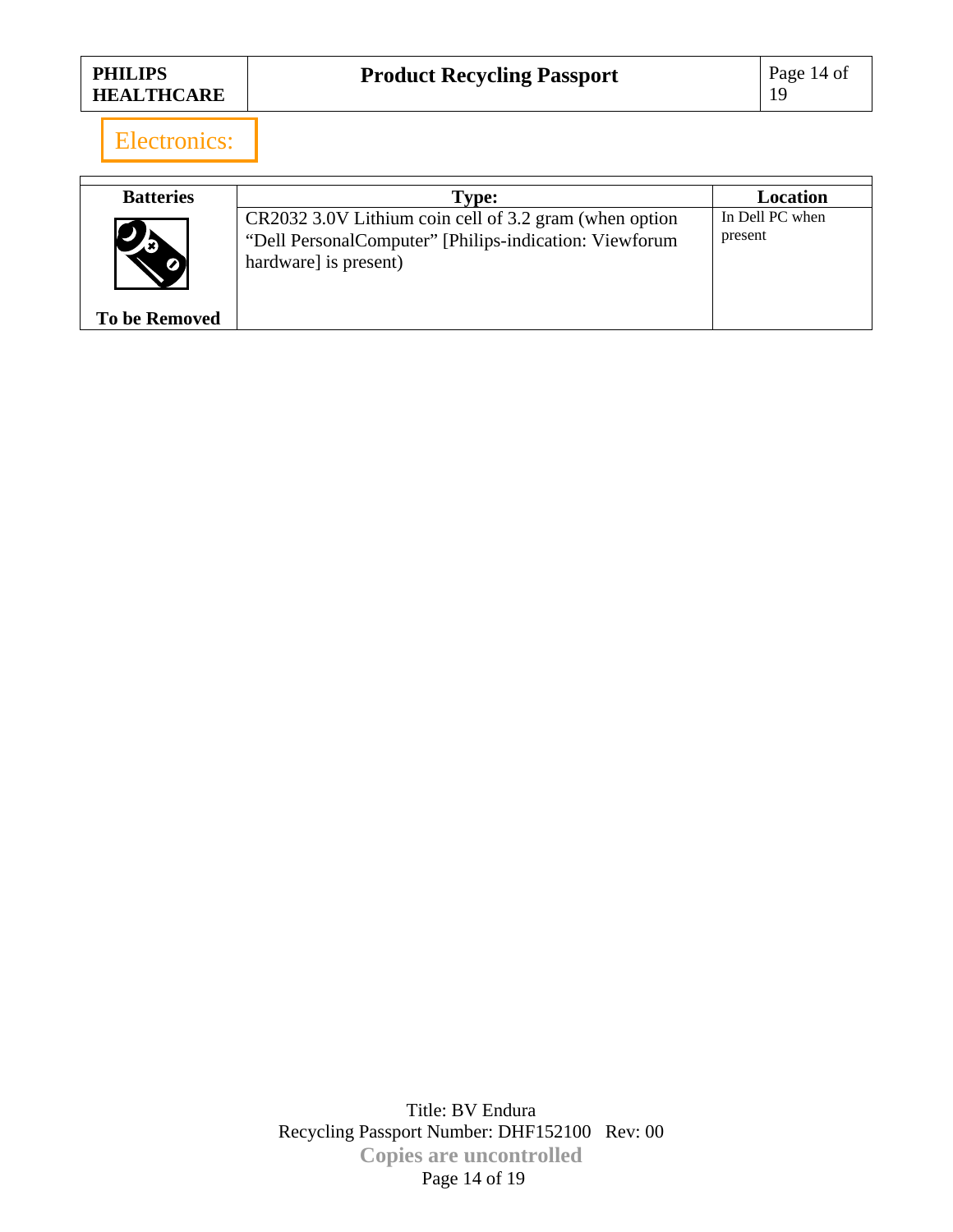## Electronics:

| Batteries | Type: | Location |
|---|---|---|
| To be Removed | CR2032 3.0V Lithium coin cell of 3.2 gram (when option "Dell PersonalComputer" [Philips-indication: Viewforum hardware] is present) | In Dell PC when present |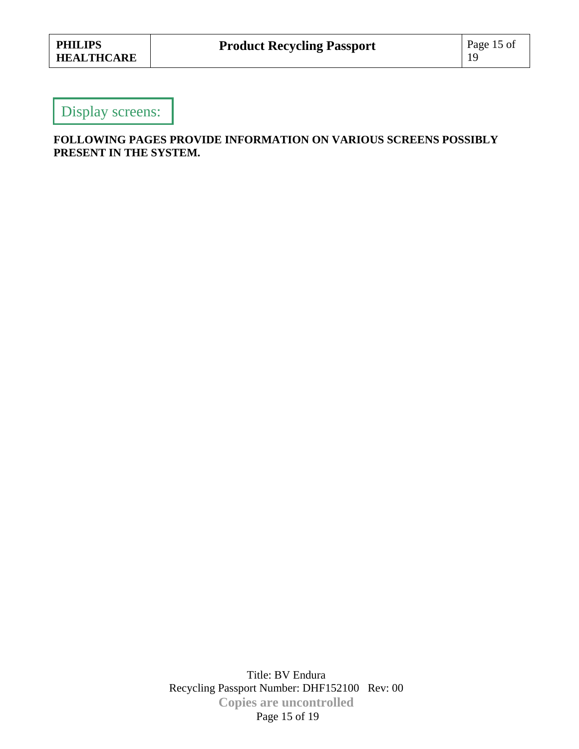## Display screens:

**FOLLOWING PAGES PROVIDE INFORMATION ON VARIOUS SCREENS POSSIBLY PRESENT IN THE SYSTEM.**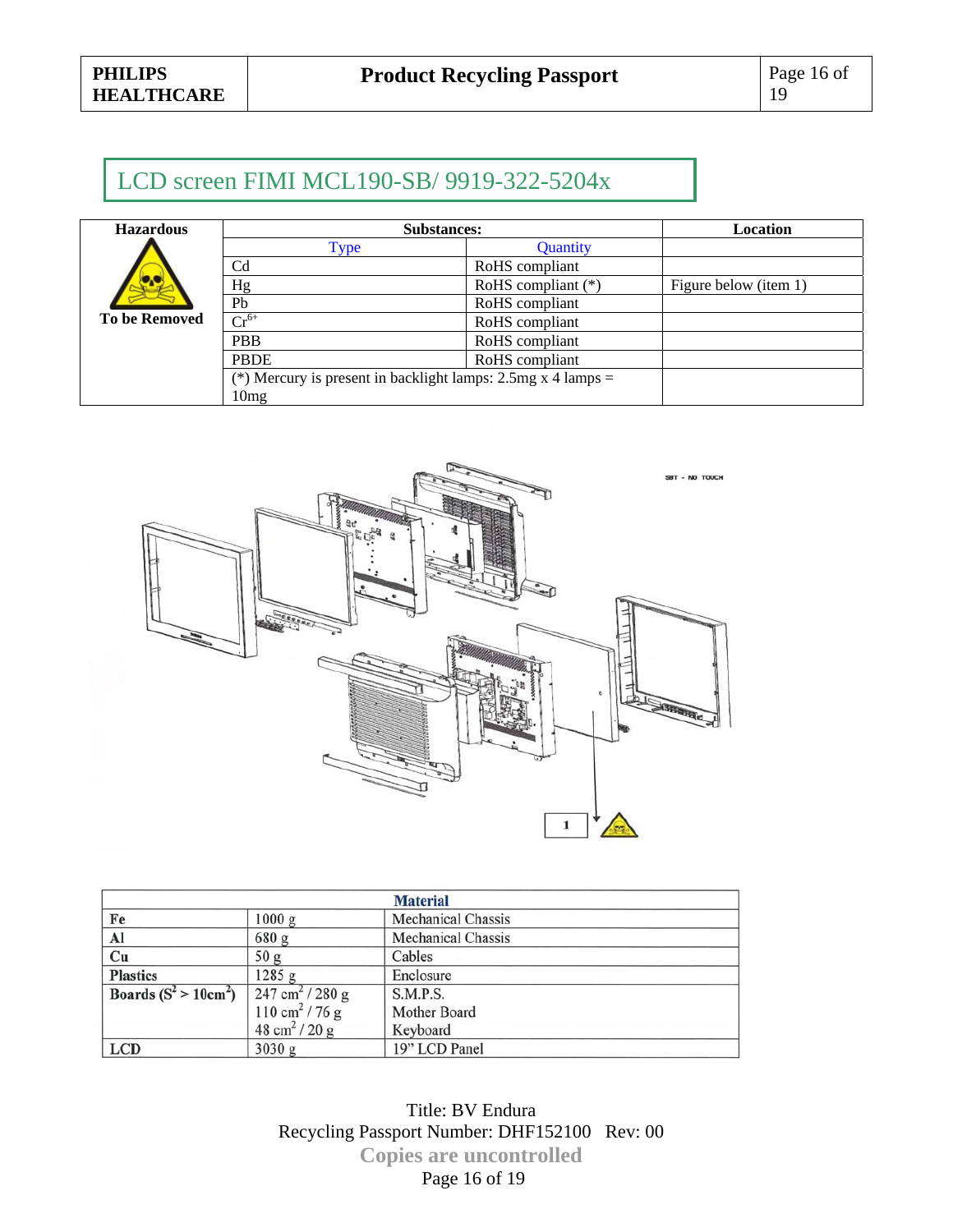# LCD screen FIMI MCL190-SB/ 9919-322-5204x

| Hazardous | Substances: | | Location |
|---|---|---|---|
| To be Removed | Type | Quantity | |
| | Cd | RoHS compliant | |
| | Hg | RoHS compliant (*) | Figure below (item 1) |
| | Pb | RoHS compliant | |
| | $Cr^{6+}$ | RoHS compliant | |
| | PBB | RoHS compliant | |
| | PBDE | RoHS compliant | |
| | (*) Mercury is present in backlight lamps: 2.5mg x 4 lamps = 10mg | | |

| Material | | |
|---|---|---|
| Fe | 1000 g | Mechanical Chassis |
| Al | 680 g | Mechanical Chassis |
| Cu | 50 g | Cables |
| Plastics | 1285 g | Enclosure |
| Boards ($S^2$ > 10cm$^2$) | 247 cm$^2$ / 280 g<br>110 cm$^2$ / 76 g<br>48 cm$^2$ / 20 g | S.M.P.S.<br>Mother Board<br>Keyboard |
| LCD | 3030 g | 19" LCD Panel |

Title: BV Endura
Recycling Passport Number: DHF152100 Rev: 00
Copies are uncontrolled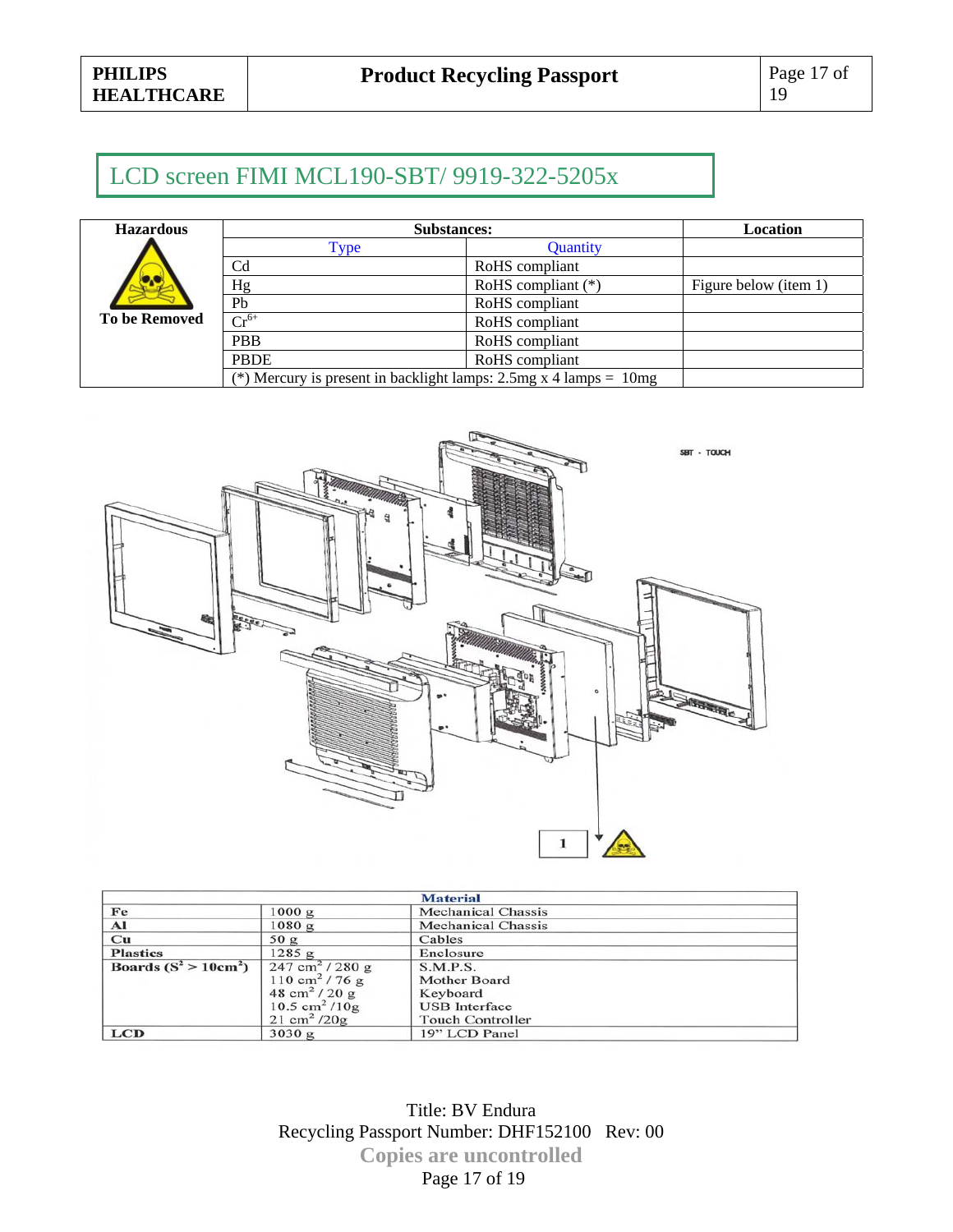## LCD screen FIMI MCL190-SBT/ 9919-322-5205x

| Hazardous | Substances: | | Location |
|---|---|---|---|
| To be Removed | Type | Quantity | |
| | Cd | RoHS compliant | |
| | Hg | RoHS compliant (*) | Figure below (item 1) |
| | Pb | RoHS compliant | |
| | $Cr^{6+}$ | RoHS compliant | |
| | PBB | RoHS compliant | |
| | PBDE | RoHS compliant | |
| | (*) Mercury is present in backlight lamps: 2.5mg x 4 lamps = 10mg | | |

SBT - TOUCH

1

| Material | | |
|---|---|---|
| Fe | 1000 g | Mechanical Chassis |
| Al | 1080 g | Mechanical Chassis |
| Cu | 50 g | Cables |
| Plastics | 1285 g | Enclosure |
| Boards ($S^2 > 10cm^2$) | 247 $cm^2$ / 280 g | S.M.P.S. |
| | 110 $cm^2$ / 76 g | Mother Board |
| | 48 $cm^2$ / 20 g | Keyboard |
| | 10.5 $cm^2$ /10g | USB Interface |
| | 21 $cm^2$ /20g | Touch Controller |
| LCD | 3030 g | 19" LCD Panel |

Title: BV Endura
Recycling Passport Number: DHF152100 Rev: 00
Copies are uncontrolled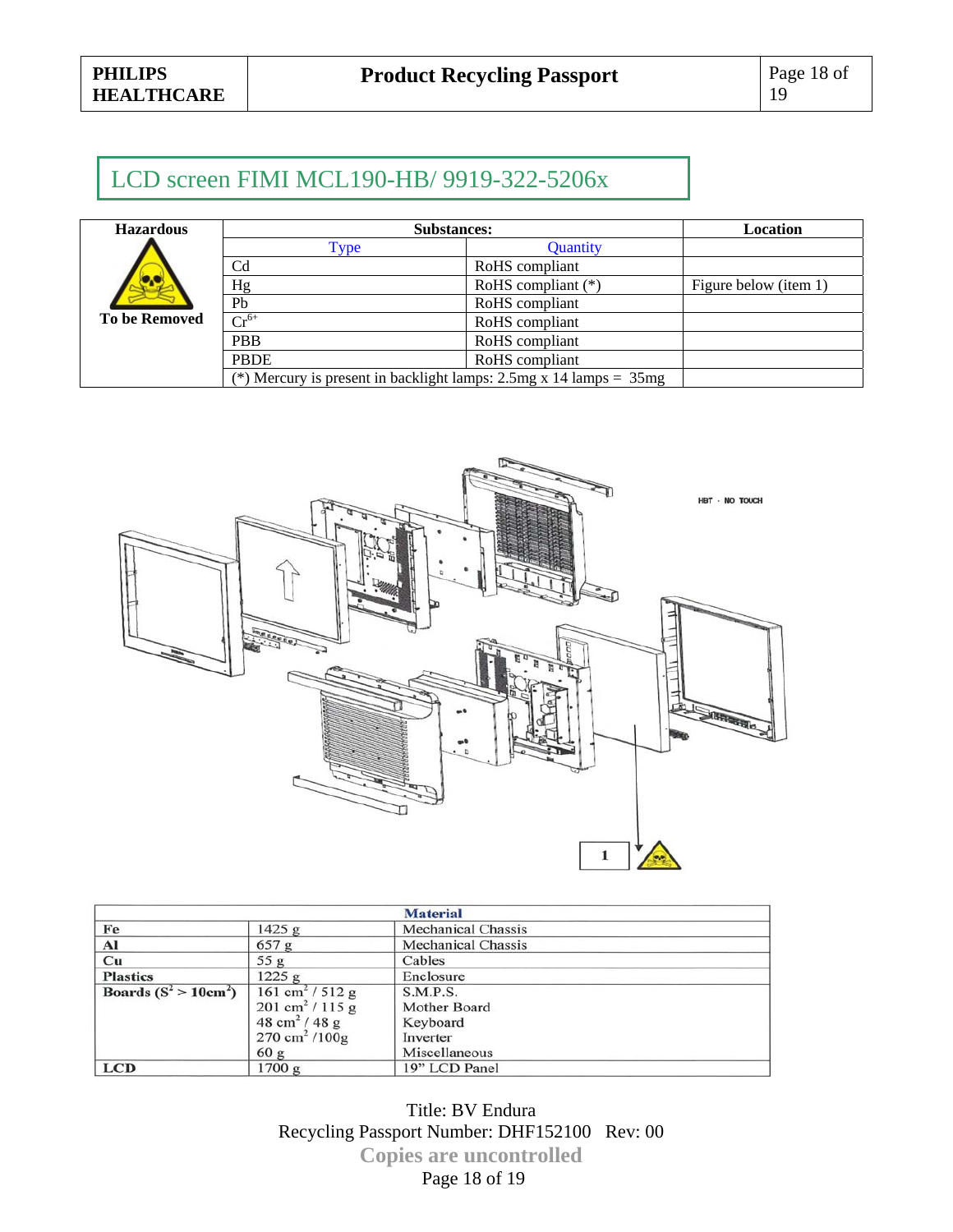## LCD screen FIMI MCL190-HB/ 9919-322-5206x

| Hazardous | Substances: | | Location |
|---|---|---|---|
| To be Removed | Type | Quantity | |
| | Cd | RoHS compliant | |
| | Hg | RoHS compliant (*) | Figure below (item 1) |
| | Pb | RoHS compliant | |
| | $Cr^{6+}$ | RoHS compliant | |
| | PBB | RoHS compliant | |
| | PBDE | RoHS compliant | |
| | (*) Mercury is present in backlight lamps: 2.5mg x 14 lamps = 35mg | | |

HBT - NO TOUCH

1

| | | Material |
|---|---|---|
| Fe | 1425 g | Mechanical Chassis |
| Al | 657 g | Mechanical Chassis |
| Cu | 55 g | Cables |
| Plastics | 1225 g | Enclosure |
| Boards ($S^2 > 10cm^2$) | 161 $cm^2$ / 512 g<br>201 $cm^2$ / 115 g<br>48 $cm^2$ / 48 g<br>270 $cm^2$ /100g<br>60 g | S.M.P.S.<br>Mother Board<br>Keyboard<br>Inverter<br>Miscellaneous |
| LCD | 1700 g | 19" LCD Panel |

Title: BV Endura
Recycling Passport Number: DHF152100 Rev: 00
Copies are uncontrolled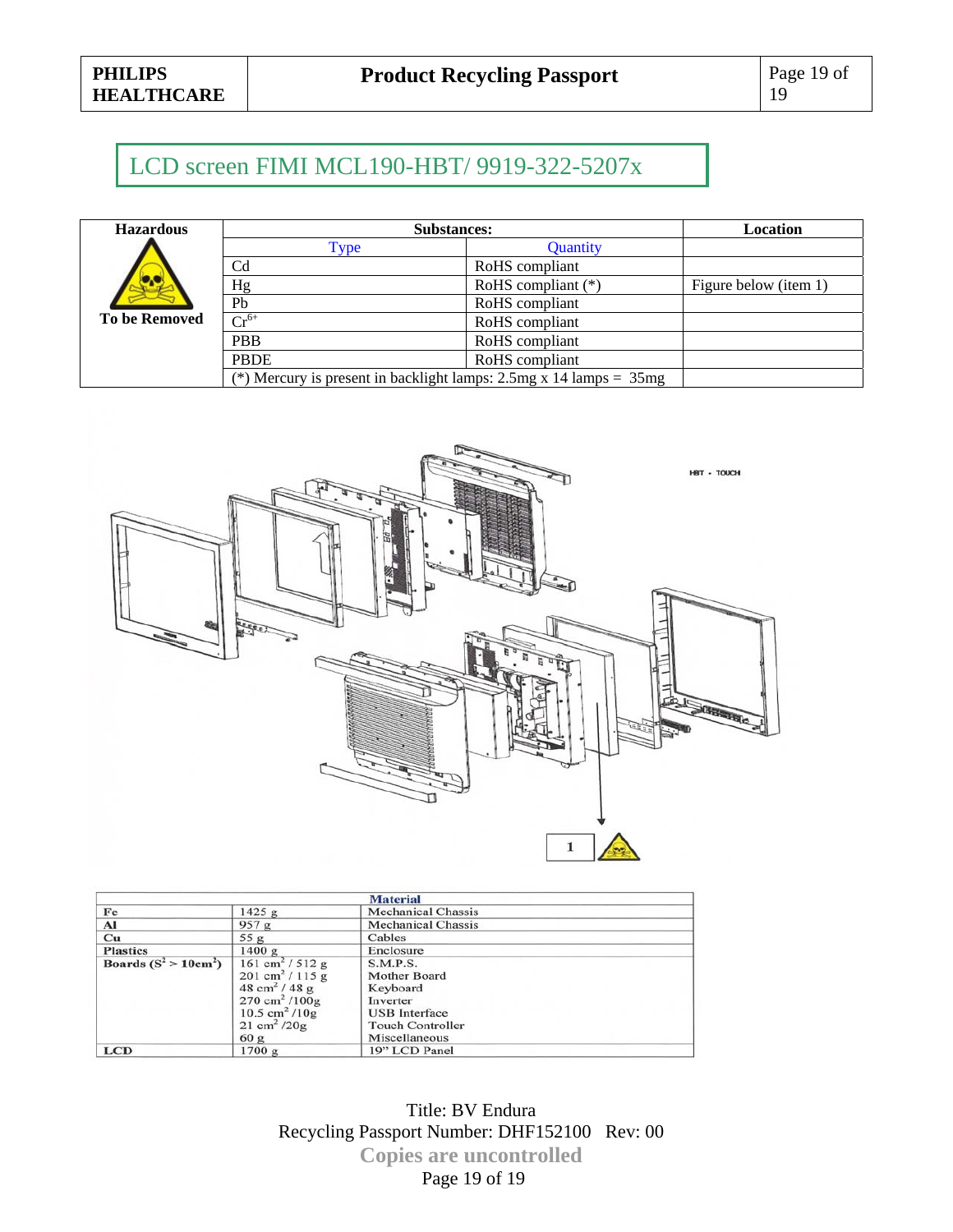## LCD screen FIMI MCL190-HBT/ 9919-322-5207x

| Hazardous | Substances: | | Location |
|---|---|---|---|
| | Type | Quantity | |
| To be Removed | Cd | RoHS compliant | |
| | Hg | RoHS compliant (*) | Figure below (item 1) |
| | Pb | RoHS compliant | |
| | $Cr^{6+}$ | RoHS compliant | |
| | PBB | RoHS compliant | |
| | PBDE | RoHS compliant | |
| | (*) Mercury is present in backlight lamps: 2.5mg x 14 lamps = 35mg | | |

HBT - TOUCH

1

| Material | | |
|---|---|---|
| Fe | 1425 g | Mechanical Chassis |
| Al | 957 g | Mechanical Chassis |
| Cu | 55 g | Cables |
| Plastics | 1400 g | Enclosure |
| Boards ($S^2 > 10cm^2$) | 161 $cm^2$ / 512 g | S.M.P.S. |
| | 201 $cm^2$ / 115 g | Mother Board |
| | 48 $cm^2$ / 48 g | Keyboard |
| | 270 $cm^2$ /100g | Inverter |
| | 10.5 $cm^2$ /10g | USB Interface |
| | 21 $cm^2$ /20g | Touch Controller |
| | 60 g | Miscellaneous |
| LCD | 1700 g | 19" LCD Panel |

Title: BV Endura
Recycling Passport Number: DHF152100 Rev: 00
Copies are uncontrolled